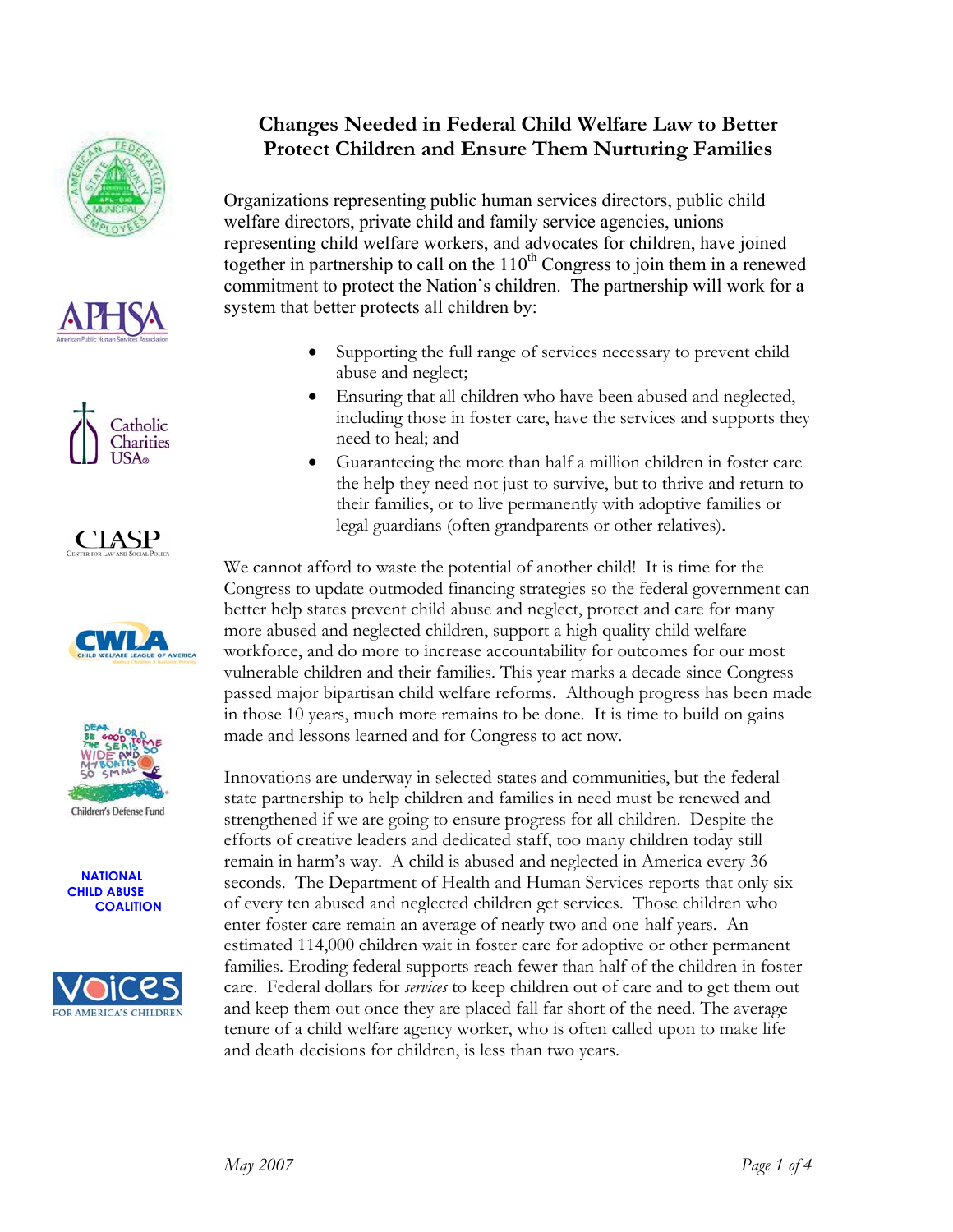# Changes Needed in Federal Child Welfare Law to Better Protect Children and Ensure Them Nurturing Families

Organizations representing public human services directors, public child welfare directors, private child and family service agencies, unions representing child welfare workers, and advocates for children, have joined together in partnership to call on the 110th Congress to join them in a renewed commitment to protect the Nation's children. The partnership will work for a system that better protects all children by:

- Supporting the full range of services necessary to prevent child abuse and neglect;
- Ensuring that all children who have been abused and neglected, including those in foster care, have the services and supports they need to heal; and
- Guaranteeing the more than half a million children in foster care the help they need not just to survive, but to thrive and return to their families, or to live permanently with adoptive families or legal guardians (often grandparents or other relatives).

We cannot afford to waste the potential of another child! It is time for the Congress to update outmoded financing strategies so the federal government can better help states prevent child abuse and neglect, protect and care for many more abused and neglected children, support a high quality child welfare workforce, and do more to increase accountability for outcomes for our most vulnerable children and their families. This year marks a decade since Congress passed major bipartisan child welfare reforms. Although progress has been made in those 10 years, much more remains to be done. It is time to build on gains made and lessons learned and for Congress to act now.

Innovations are underway in selected states and communities, but the federal-state partnership to help children and families in need must be renewed and strengthened if we are going to ensure progress for all children. Despite the efforts of creative leaders and dedicated staff, too many children today still remain in harm's way. A child is abused and neglected in America every 36 seconds. The Department of Health and Human Services reports that only six of every ten abused and neglected children get services. Those children who enter foster care remain an average of nearly two and one-half years. An estimated 114,000 children wait in foster care for adoptive or other permanent families. Eroding federal supports reach fewer than half of the children in foster care. Federal dollars for *services* to keep children out of care and to get them out and keep them out once they are placed fall far short of the need. The average tenure of a child welfare agency worker, who is often called upon to make life and death decisions for children, is less than two years.

*May 2007*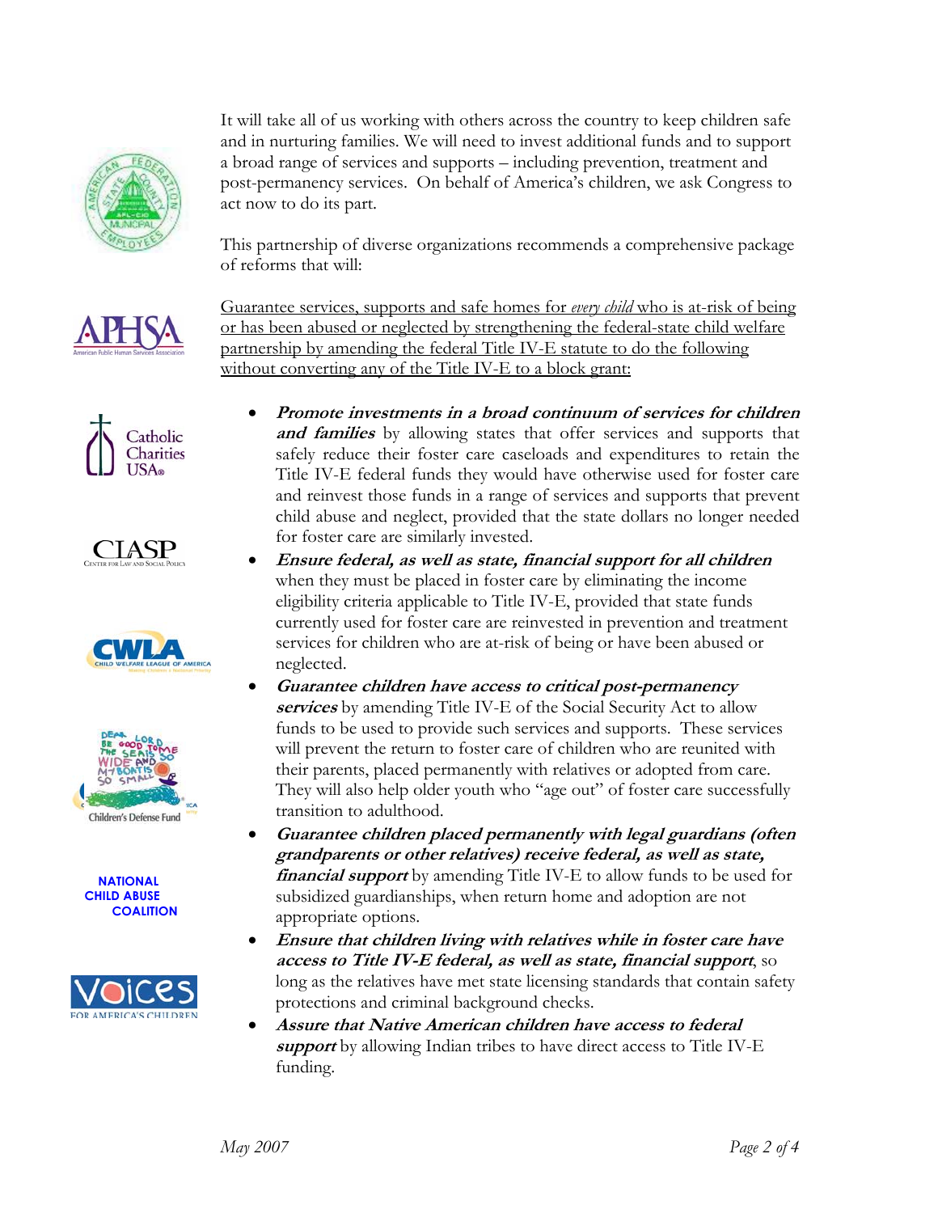It will take all of us working with others across the country to keep children safe and in nurturing families. We will need to invest additional funds and to support a broad range of services and supports – including prevention, treatment and post-permanency services. On behalf of America's children, we ask Congress to act now to do its part.

This partnership of diverse organizations recommends a comprehensive package of reforms that will:

Guarantee services, supports and safe homes for *every child* who is at-risk of being or has been abused or neglected by strengthening the federal-state child welfare partnership by amending the federal Title IV-E statute to do the following without converting any of the Title IV-E to a block grant:

- ***Promote investments in a broad continuum of services for children and families*** by allowing states that offer services and supports that safely reduce their foster care caseloads and expenditures to retain the Title IV-E federal funds they would have otherwise used for foster care and reinvest those funds in a range of services and supports that prevent child abuse and neglect, provided that the state dollars no longer needed for foster care are similarly invested.
- ***Ensure federal, as well as state, financial support for all children*** when they must be placed in foster care by eliminating the income eligibility criteria applicable to Title IV-E, provided that state funds currently used for foster care are reinvested in prevention and treatment services for children who are at-risk of being or have been abused or neglected.
- ***Guarantee children have access to critical post-permanency services*** by amending Title IV-E of the Social Security Act to allow funds to be used to provide such services and supports. These services will prevent the return to foster care of children who are reunited with their parents, placed permanently with relatives or adopted from care. They will also help older youth who "age out" of foster care successfully transition to adulthood.
- ***Guarantee children placed permanently with legal guardians (often grandparents or other relatives) receive federal, as well as state, financial support*** by amending Title IV-E to allow funds to be used for subsidized guardianships, when return home and adoption are not appropriate options.
- ***Ensure that children living with relatives while in foster care have access to Title IV-E federal, as well as state, financial support***, so long as the relatives have met state licensing standards that contain safety protections and criminal background checks.
- ***Assure that Native American children have access to federal support*** by allowing Indian tribes to have direct access to Title IV-E funding.

May 2007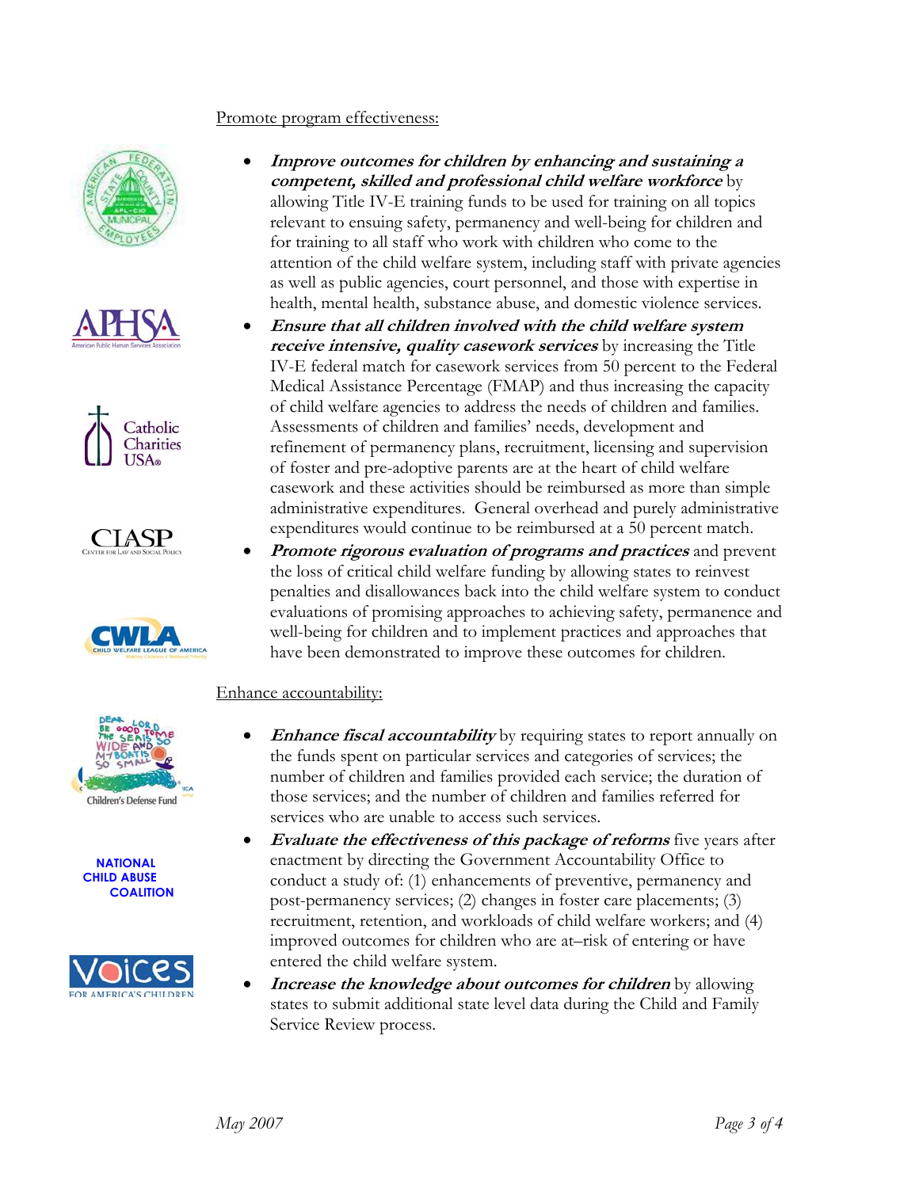Promote program effectiveness:

- ***Improve outcomes for children by enhancing and sustaining a competent, skilled and professional child welfare workforce*** by allowing Title IV-E training funds to be used for training on all topics relevant to ensuring safety, permanency and well-being for children and for training to all staff who work with children who come to the attention of the child welfare system, including staff with private agencies as well as public agencies, court personnel, and those with expertise in health, mental health, substance abuse, and domestic violence services.
- ***Ensure that all children involved with the child welfare system receive intensive, quality casework services*** by increasing the Title IV-E federal match for casework services from 50 percent to the Federal Medical Assistance Percentage (FMAP) and thus increasing the capacity of child welfare agencies to address the needs of children and families. Assessments of children and families' needs, development and refinement of permanency plans, recruitment, licensing and supervision of foster and pre-adoptive parents are at the heart of child welfare casework and these activities should be reimbursed as more than simple administrative expenditures. General overhead and purely administrative expenditures would continue to be reimbursed at a 50 percent match.
- ***Promote rigorous evaluation of programs and practices*** and prevent the loss of critical child welfare funding by allowing states to reinvest penalties and disallowances back into the child welfare system to conduct evaluations of promising approaches to achieving safety, permanence and well-being for children and to implement practices and approaches that have been demonstrated to improve these outcomes for children.

Enhance accountability:

- ***Enhance fiscal accountability*** by requiring states to report annually on the funds spent on particular services and categories of services; the number of children and families provided each service; the duration of those services; and the number of children and families referred for services who are unable to access such services.
- ***Evaluate the effectiveness of this package of reforms*** five years after enactment by directing the Government Accountability Office to conduct a study of: (1) enhancements of preventive, permanency and post-permanency services; (2) changes in foster care placements; (3) recruitment, retention, and workloads of child welfare workers; and (4) improved outcomes for children who are at–risk of entering or have entered the child welfare system.
- ***Increase the knowledge about outcomes for children*** by allowing states to submit additional state level data during the Child and Family Service Review process.

May 2007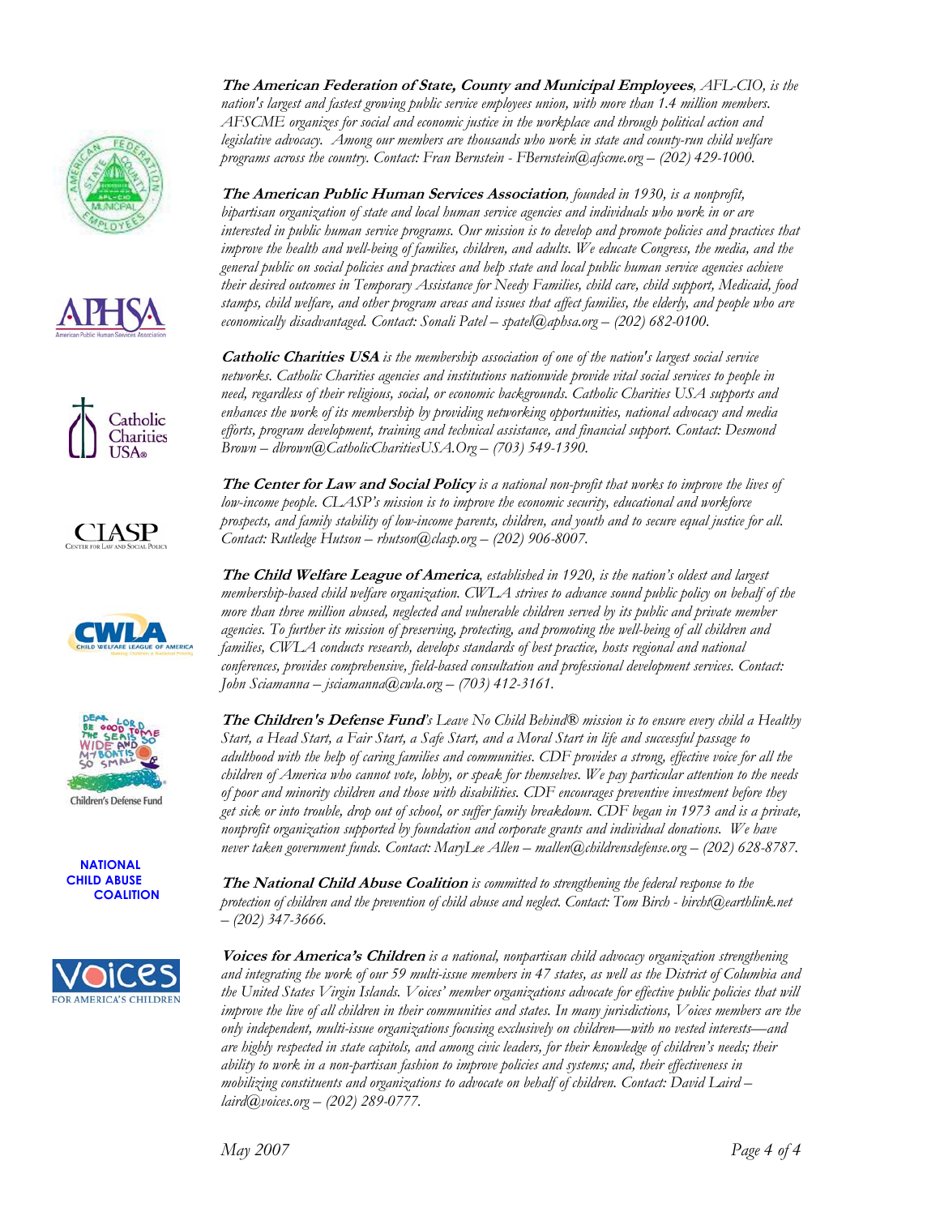***The American Federation of State, County and Municipal Employees**, AFL-CIO, is the nation's largest and fastest growing public service employees union, with more than 1.4 million members. AFSCME organizes for social and economic justice in the workplace and through political action and legislative advocacy. Among our members are thousands who work in state and county-run child welfare programs across the country. Contact: Fran Bernstein - FBernstein@afscme.org – (202) 429-1000.*

***The American Public Human Services Association**, founded in 1930, is a nonprofit, bipartisan organization of state and local human service agencies and individuals who work in or are interested in public human service programs. Our mission is to develop and promote policies and practices that improve the health and well-being of families, children, and adults. We educate Congress, the media, and the general public on social policies and practices and help state and local public human service agencies achieve their desired outcomes in Temporary Assistance for Needy Families, child care, child support, Medicaid, food stamps, child welfare, and other program areas and issues that affect families, the elderly, and people who are economically disadvantaged. Contact: Sonali Patel – spatel@aphsa.org – (202) 682-0100.*

***Catholic Charities USA** is the membership association of one of the nation's largest social service networks. Catholic Charities agencies and institutions nationwide provide vital social services to people in need, regardless of their religious, social, or economic backgrounds. Catholic Charities USA supports and enhances the work of its membership by providing networking opportunities, national advocacy and media efforts, program development, training and technical assistance, and financial support. Contact: Desmond Brown – dbrown@CatholicCharitiesUSA.Org – (703) 549-1390.*

***The Center for Law and Social Policy** is a national non-profit that works to improve the lives of low-income people. CLASP's mission is to improve the economic security, educational and workforce prospects, and family stability of low-income parents, children, and youth and to secure equal justice for all. Contact: Rutledge Hutson – rhutson@clasp.org – (202) 906-8007.*

***The Child Welfare League of America**, established in 1920, is the nation's oldest and largest membership-based child welfare organization. CWLA strives to advance sound public policy on behalf of the more than three million abused, neglected and vulnerable children served by its public and private member agencies. To further its mission of preserving, protecting, and promoting the well-being of all children and families, CWLA conducts research, develops standards of best practice, hosts regional and national conferences, provides comprehensive, field-based consultation and professional development services. Contact: John Sciamanna – jsciamanna@cwla.org – (703) 412-3161.*

***The Children's Defense Fund**'s Leave No Child Behind® mission is to ensure every child a Healthy Start, a Head Start, a Fair Start, a Safe Start, and a Moral Start in life and successful passage to adulthood with the help of caring families and communities. CDF provides a strong, effective voice for all the children of America who cannot vote, lobby, or speak for themselves. We pay particular attention to the needs of poor and minority children and those with disabilities. CDF encourages preventive investment before they get sick or into trouble, drop out of school, or suffer family breakdown. CDF began in 1973 and is a private, nonprofit organization supported by foundation and corporate grants and individual donations. We have never taken government funds. Contact: MaryLee Allen – mallen@childrensdefense.org – (202) 628-8787.*

***The National Child Abuse Coalition** is committed to strengthening the federal response to the protection of children and the prevention of child abuse and neglect. Contact: Tom Birch - bircht@earthlink.net – (202) 347-3666.*

***Voices for America's Children** is a national, nonpartisan child advocacy organization strengthening and integrating the work of our 59 multi-issue members in 47 states, as well as the District of Columbia and the United States Virgin Islands. Voices' member organizations advocate for effective public policies that will improve the live of all children in their communities and states. In many jurisdictions, Voices members are the only independent, multi-issue organizations focusing exclusively on children—with no vested interests—and are highly respected in state capitols, and among civic leaders, for their knowledge of children's needs; their ability to work in a non-partisan fashion to improve policies and systems; and, their effectiveness in mobilizing constituents and organizations to advocate on behalf of children. Contact: David Laird – laird@voices.org – (202) 289-0777.*

*May 2007*